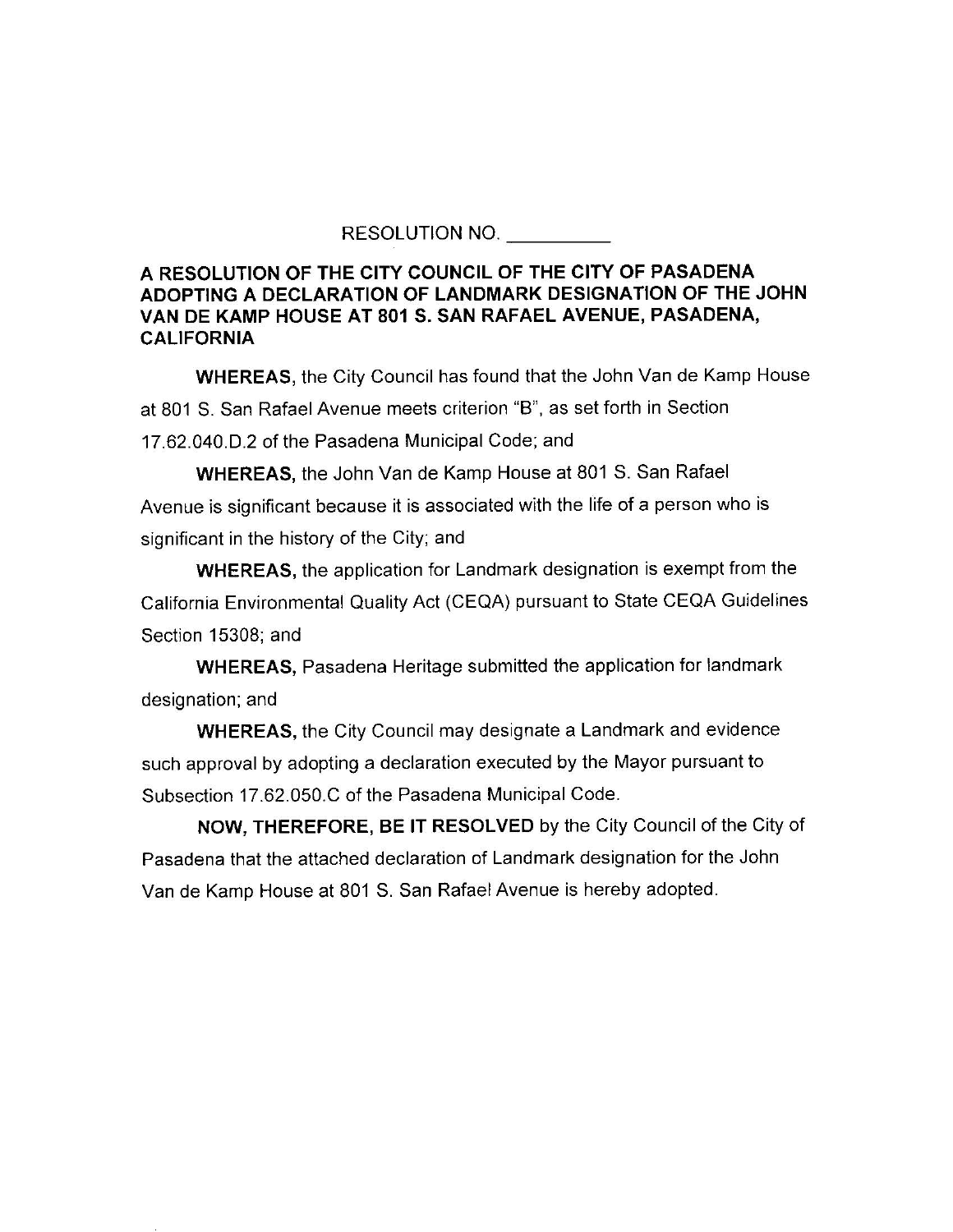RESOLUTION NO. __________

**A RESOLUTION OF THE CITY COUNCIL OF THE CITY OF PASADENA ADOPTING A DECLARATION OF LANDMARK DESIGNATION OF THE JOHN VAN DE KAMP HOUSE AT 801 S. SAN RAFAEL AVENUE, PASADENA, CALIFORNIA**

**WHEREAS,** the City Council has found that the John Van de Kamp House at 801 S. San Rafael Avenue meets criterion "B", as set forth in Section 17.62.040.D.2 of the Pasadena Municipal Code; and

**WHEREAS,** the John Van de Kamp House at 801 S. San Rafael Avenue is significant because it is associated with the life of a person who is significant in the history of the City; and

**WHEREAS,** the application for Landmark designation is exempt from the California Environmental Quality Act (CEQA) pursuant to State CEQA Guidelines Section 15308; and

**WHEREAS,** Pasadena Heritage submitted the application for landmark designation; and

**WHEREAS,** the City Council may designate a Landmark and evidence such approval by adopting a declaration executed by the Mayor pursuant to Subsection 17.62.050.C of the Pasadena Municipal Code.

**NOW, THEREFORE, BE IT RESOLVED** by the City Council of the City of Pasadena that the attached declaration of Landmark designation for the John Van de Kamp House at 801 S. San Rafael Avenue is hereby adopted.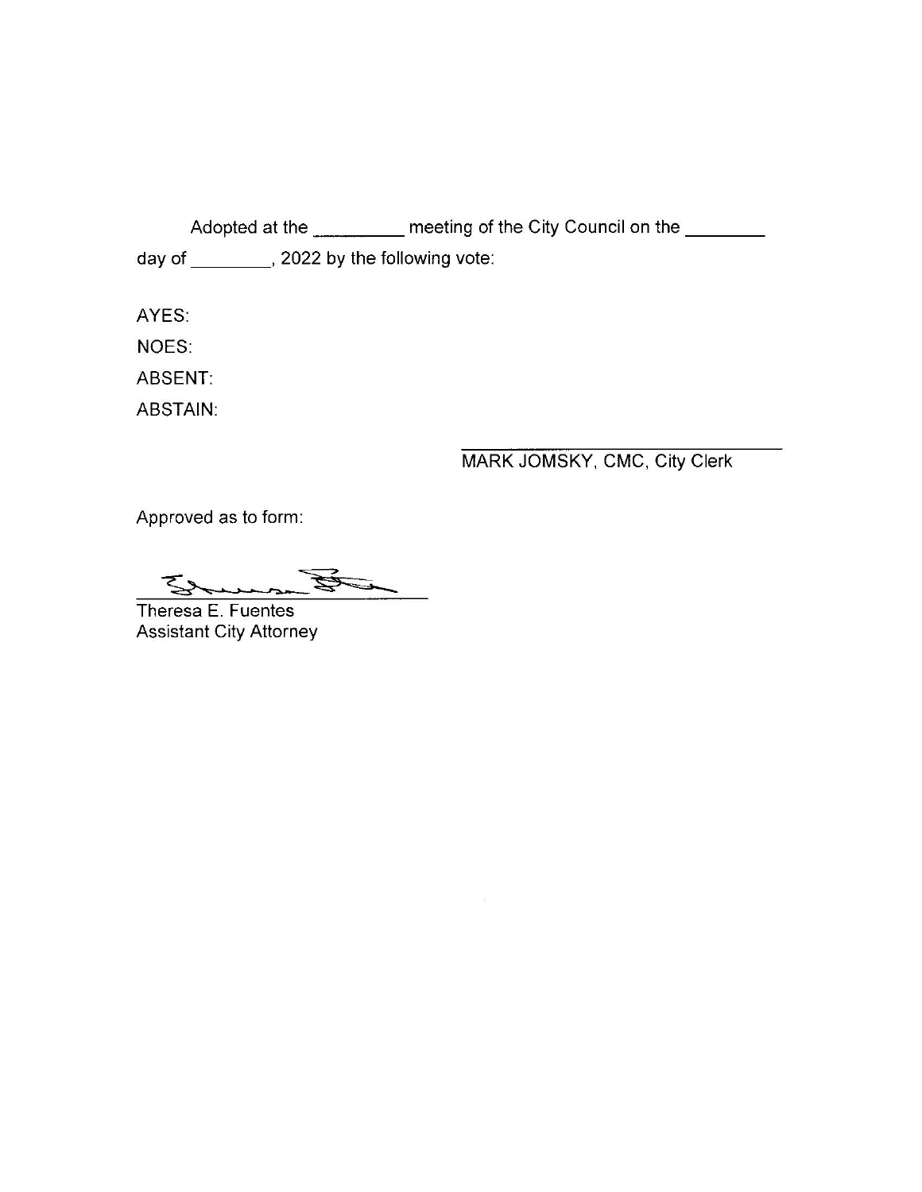Adopted at the _________ meeting of the City Council on the ________ day of ________, 2022 by the following vote:

AYES:

NOES:

ABSENT:

ABSTAIN:

______________________________
MARK JOMSKY, CMC, City Clerk

Approved as to form:

______________________________
Theresa E. Fuentes
Assistant City Attorney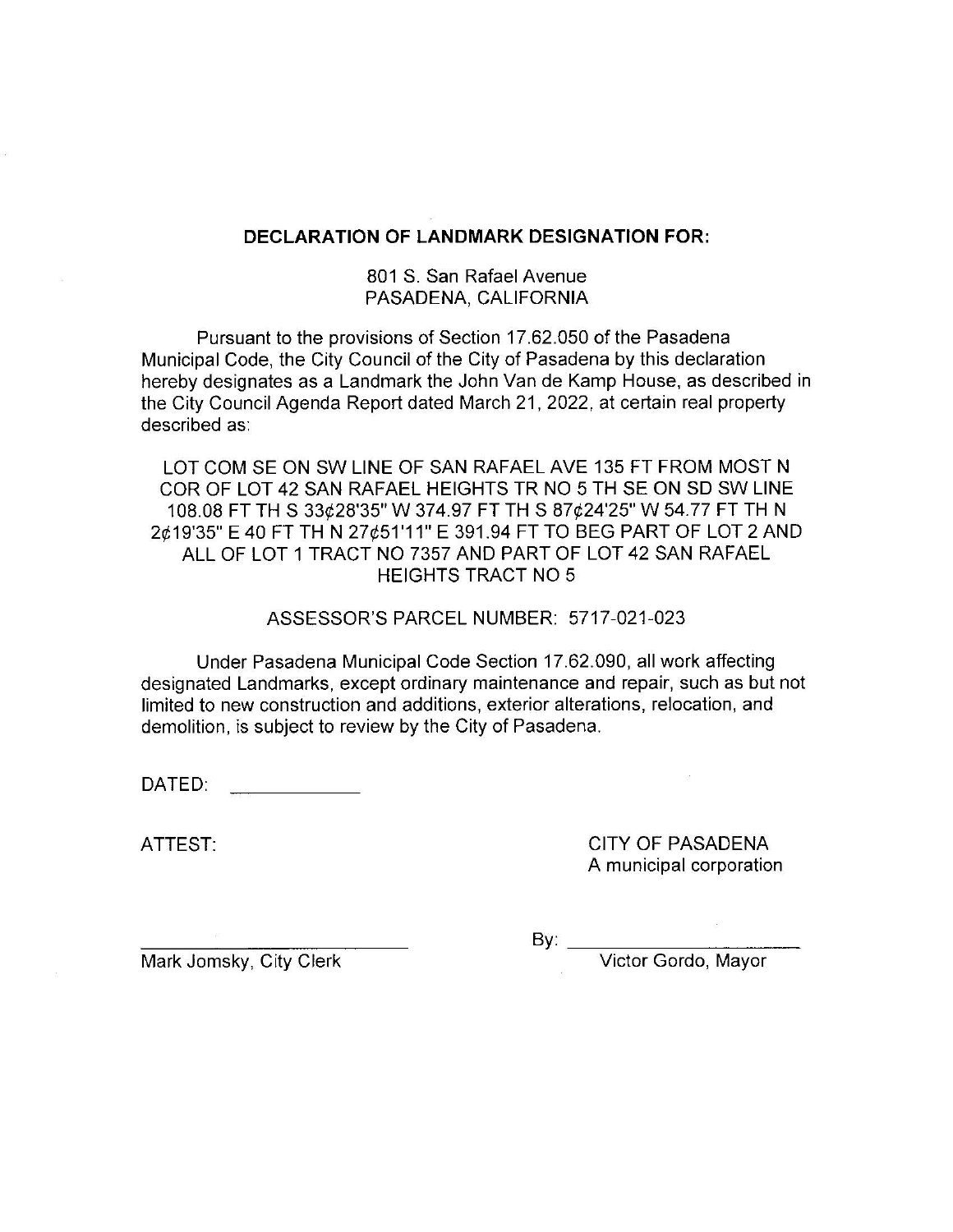**DECLARATION OF LANDMARK DESIGNATION FOR:**

801 S. San Rafael Avenue
PASADENA, CALIFORNIA

Pursuant to the provisions of Section 17.62.050 of the Pasadena Municipal Code, the City Council of the City of Pasadena by this declaration hereby designates as a Landmark the John Van de Kamp House, as described in the City Council Agenda Report dated March 21, 2022, at certain real property described as:

LOT COM SE ON SW LINE OF SAN RAFAEL AVE 135 FT FROM MOST N COR OF LOT 42 SAN RAFAEL HEIGHTS TR NO 5 TH SE ON SD SW LINE 108.08 FT TH S 33¢28'35" W 374.97 FT TH S 87¢24'25" W 54.77 FT TH N 2¢19'35" E 40 FT TH N 27¢51'11" E 391.94 FT TO BEG PART OF LOT 2 AND ALL OF LOT 1 TRACT NO 7357 AND PART OF LOT 42 SAN RAFAEL HEIGHTS TRACT NO 5

ASSESSOR'S PARCEL NUMBER: 5717-021-023

Under Pasadena Municipal Code Section 17.62.090, all work affecting designated Landmarks, except ordinary maintenance and repair, such as but not limited to new construction and additions, exterior alterations, relocation, and demolition, is subject to review by the City of Pasadena.

DATED: \_\_\_\_\_\_\_\_\_\_\_\_

ATTEST:

CITY OF PASADENA
A municipal corporation

\_\_\_\_\_\_\_\_\_\_\_\_\_\_\_\_\_\_\_\_\_\_\_\_
Mark Jomsky, City Clerk

By: \_\_\_\_\_\_\_\_\_\_\_\_\_\_\_\_\_\_\_\_\_\_\_\_
Victor Gordo, Mayor